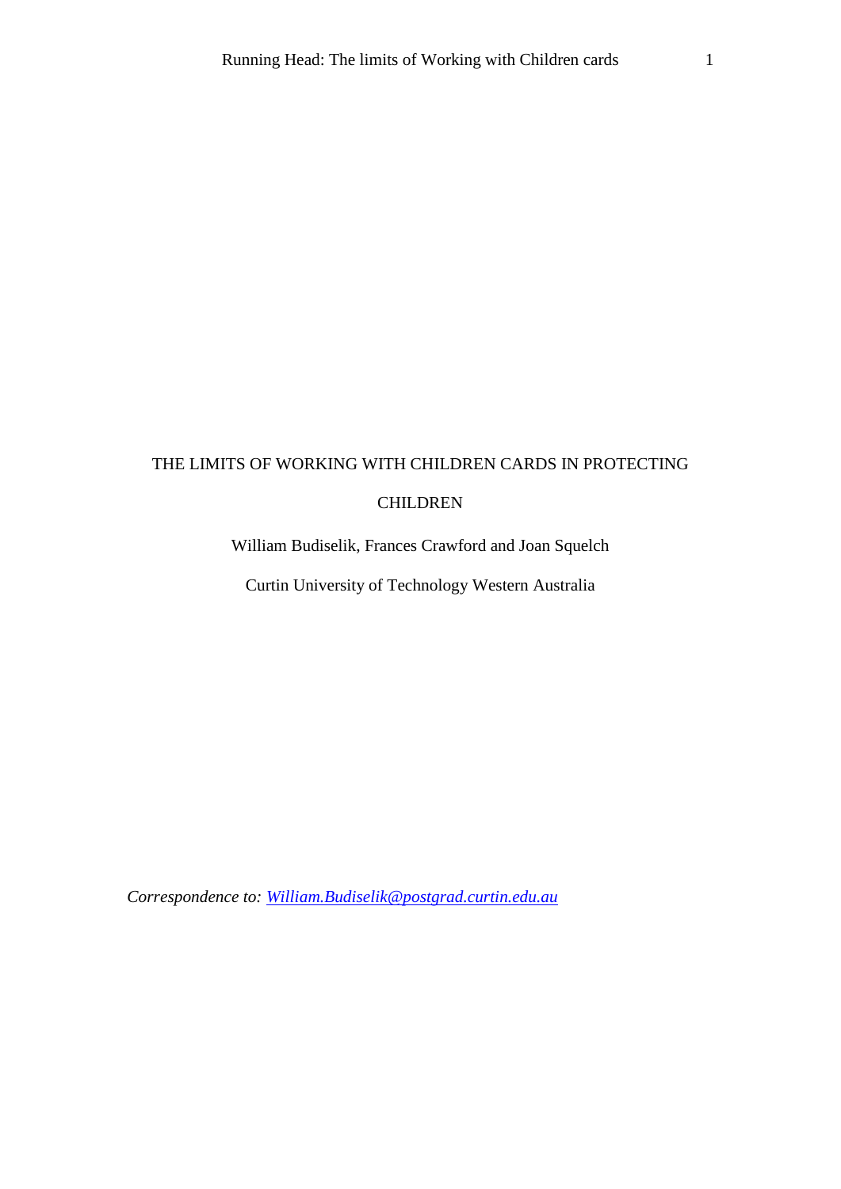# THE LIMITS OF WORKING WITH CHILDREN CARDS IN PROTECTING CHILDREN

William Budiselik, Frances Crawford and Joan Squelch

Curtin University of Technology Western Australia

*Correspondence to: William.Budiselik@postgrad.curtin.edu.au*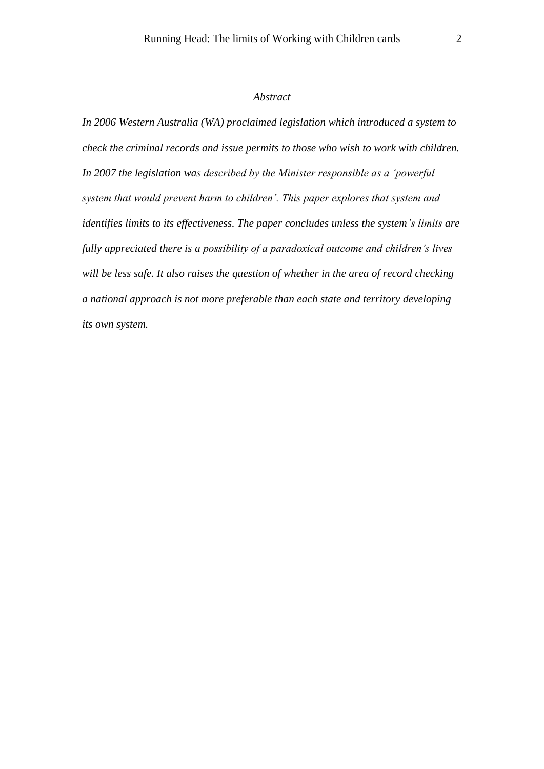## *Abstract*

*In 2006 Western Australia (WA) proclaimed legislation which introduced a system to check the criminal records and issue permits to those who wish to work with children. In 2007 the legislation was described by the Minister responsible as a 'powerful system that would prevent harm to children'. This paper explores that system and identifies limits to its effectiveness. The paper concludes unless the system's limits are fully appreciated there is a possibility of a paradoxical outcome and children's lives will be less safe. It also raises the question of whether in the area of record checking a national approach is not more preferable than each state and territory developing its own system.*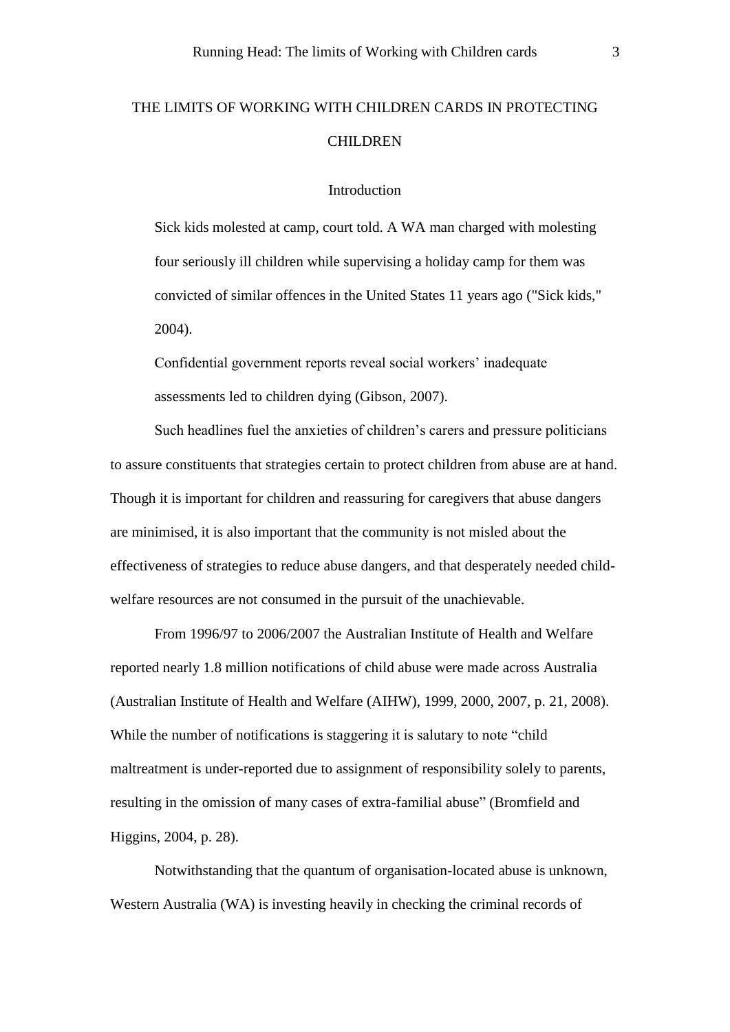# THE LIMITS OF WORKING WITH CHILDREN CARDS IN PROTECTING CHILDREN

## Introduction

> Sick kids molested at camp, court told. A WA man charged with molesting four seriously ill children while supervising a holiday camp for them was convicted of similar offences in the United States 11 years ago ("Sick kids," 2004).
>
> Confidential government reports reveal social workers' inadequate assessments led to children dying (Gibson, 2007).

Such headlines fuel the anxieties of children's carers and pressure politicians to assure constituents that strategies certain to protect children from abuse are at hand. Though it is important for children and reassuring for caregivers that abuse dangers are minimised, it is also important that the community is not misled about the effectiveness of strategies to reduce abuse dangers, and that desperately needed child-welfare resources are not consumed in the pursuit of the unachievable.

From 1996/97 to 2006/2007 the Australian Institute of Health and Welfare reported nearly 1.8 million notifications of child abuse were made across Australia (Australian Institute of Health and Welfare (AIHW), 1999, 2000, 2007, p. 21, 2008). While the number of notifications is staggering it is salutary to note "child maltreatment is under-reported due to assignment of responsibility solely to parents, resulting in the omission of many cases of extra-familial abuse" (Bromfield and Higgins, 2004, p. 28).

Notwithstanding that the quantum of organisation-located abuse is unknown, Western Australia (WA) is investing heavily in checking the criminal records of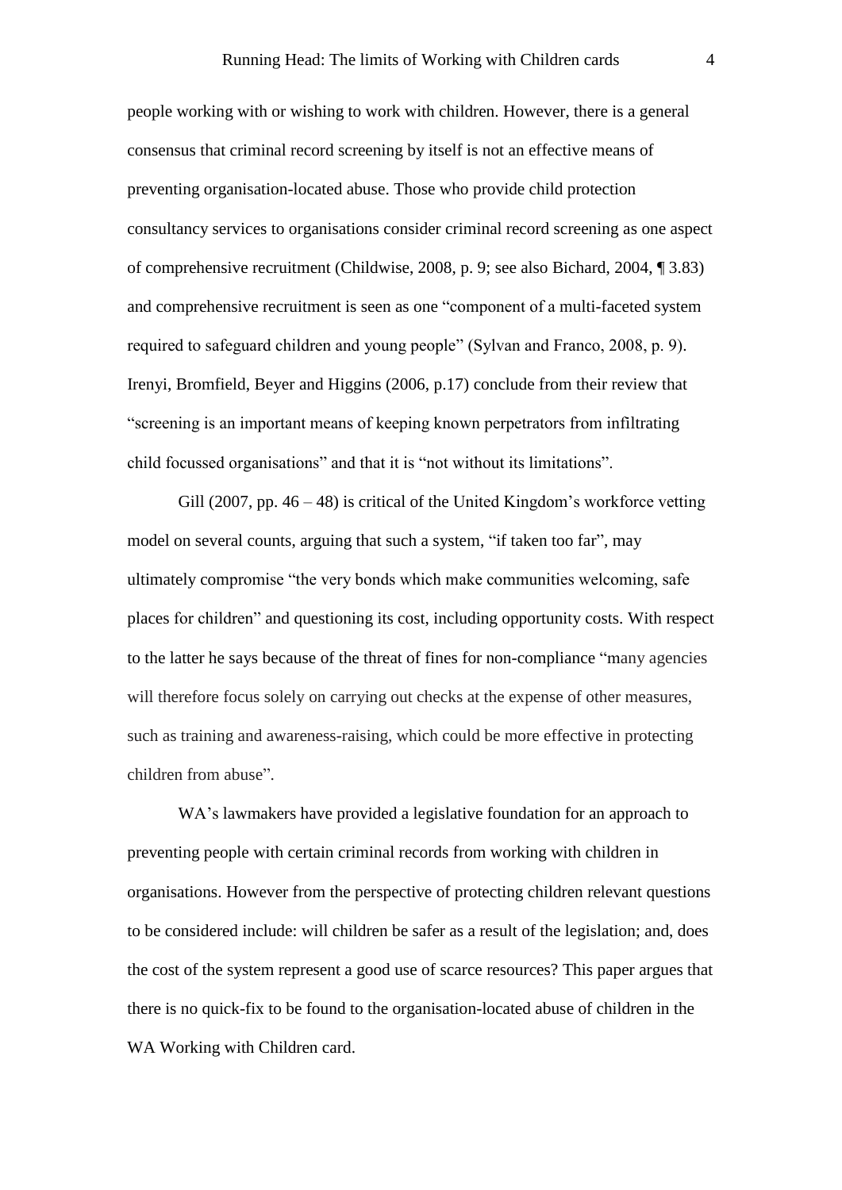people working with or wishing to work with children. However, there is a general consensus that criminal record screening by itself is not an effective means of preventing organisation-located abuse. Those who provide child protection consultancy services to organisations consider criminal record screening as one aspect of comprehensive recruitment (Childwise, 2008, p. 9; see also Bichard, 2004, ¶ 3.83) and comprehensive recruitment is seen as one "component of a multi-faceted system required to safeguard children and young people" (Sylvan and Franco, 2008, p. 9). Irenyi, Bromfield, Beyer and Higgins (2006, p.17) conclude from their review that "screening is an important means of keeping known perpetrators from infiltrating child focussed organisations" and that it is "not without its limitations".

Gill (2007, pp. 46 – 48) is critical of the United Kingdom's workforce vetting model on several counts, arguing that such a system, "if taken too far", may ultimately compromise "the very bonds which make communities welcoming, safe places for children" and questioning its cost, including opportunity costs. With respect to the latter he says because of the threat of fines for non-compliance "many agencies will therefore focus solely on carrying out checks at the expense of other measures, such as training and awareness-raising, which could be more effective in protecting children from abuse".

WA's lawmakers have provided a legislative foundation for an approach to preventing people with certain criminal records from working with children in organisations. However from the perspective of protecting children relevant questions to be considered include: will children be safer as a result of the legislation; and, does the cost of the system represent a good use of scarce resources? This paper argues that there is no quick-fix to be found to the organisation-located abuse of children in the WA Working with Children card.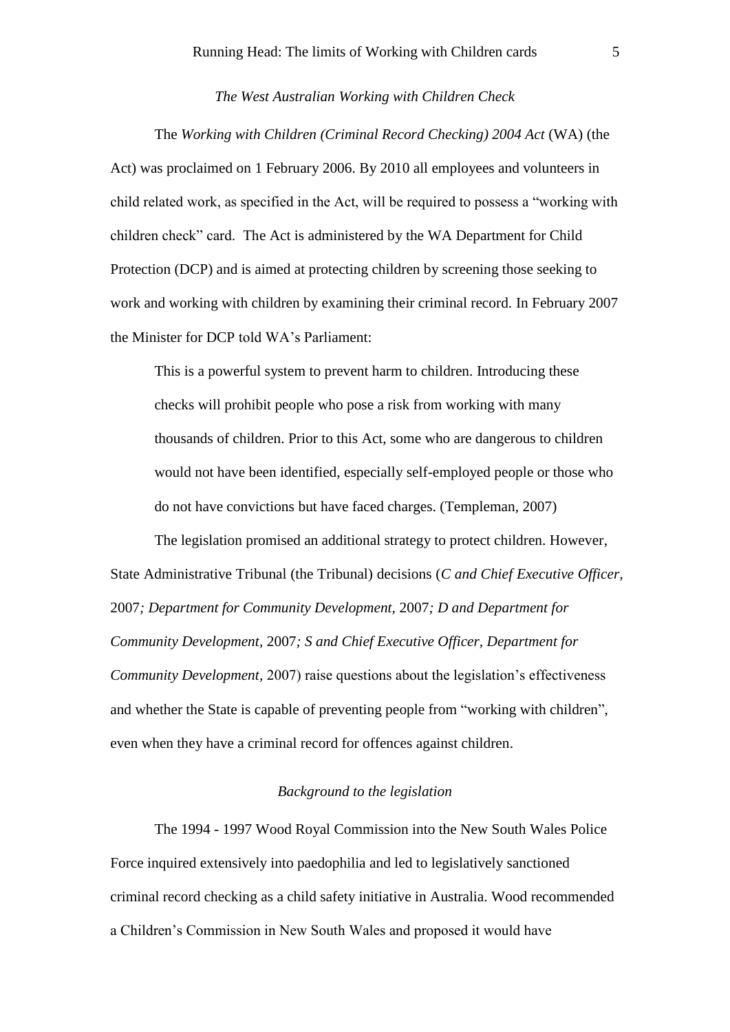*The West Australian Working with Children Check*

The *Working with Children (Criminal Record Checking) 2004 Act* (WA) (the Act) was proclaimed on 1 February 2006. By 2010 all employees and volunteers in child related work, as specified in the Act, will be required to possess a "working with children check" card. The Act is administered by the WA Department for Child Protection (DCP) and is aimed at protecting children by screening those seeking to work and working with children by examining their criminal record. In February 2007 the Minister for DCP told WA's Parliament:

> This is a powerful system to prevent harm to children. Introducing these checks will prohibit people who pose a risk from working with many thousands of children. Prior to this Act, some who are dangerous to children would not have been identified, especially self-employed people or those who do not have convictions but have faced charges. (Templeman, 2007)

The legislation promised an additional strategy to protect children. However, State Administrative Tribunal (the Tribunal) decisions (*C and Chief Executive Officer,* 2007*; Department for Community Development,* 2007*; D and Department for Community Development,* 2007*; S and Chief Executive Officer, Department for Community Development,* 2007) raise questions about the legislation's effectiveness and whether the State is capable of preventing people from "working with children", even when they have a criminal record for offences against children.

*Background to the legislation*

The 1994 - 1997 Wood Royal Commission into the New South Wales Police Force inquired extensively into paedophilia and led to legislatively sanctioned criminal record checking as a child safety initiative in Australia. Wood recommended a Children's Commission in New South Wales and proposed it would have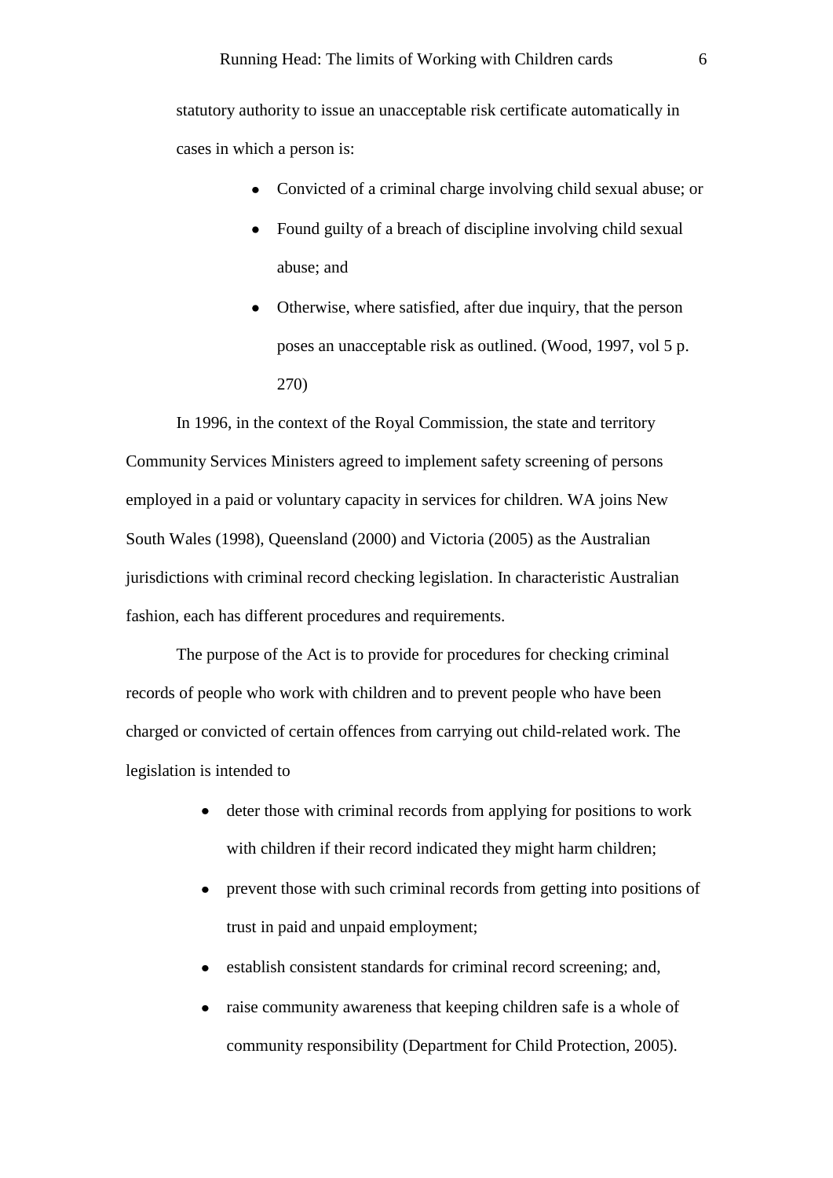statutory authority to issue an unacceptable risk certificate automatically in cases in which a person is:

- Convicted of a criminal charge involving child sexual abuse; or
- Found guilty of a breach of discipline involving child sexual abuse; and
- Otherwise, where satisfied, after due inquiry, that the person poses an unacceptable risk as outlined. (Wood, 1997, vol 5 p. 270)

In 1996, in the context of the Royal Commission, the state and territory Community Services Ministers agreed to implement safety screening of persons employed in a paid or voluntary capacity in services for children. WA joins New South Wales (1998), Queensland (2000) and Victoria (2005) as the Australian jurisdictions with criminal record checking legislation. In characteristic Australian fashion, each has different procedures and requirements.

The purpose of the Act is to provide for procedures for checking criminal records of people who work with children and to prevent people who have been charged or convicted of certain offences from carrying out child-related work. The legislation is intended to

- deter those with criminal records from applying for positions to work with children if their record indicated they might harm children;
- prevent those with such criminal records from getting into positions of trust in paid and unpaid employment;
- establish consistent standards for criminal record screening; and,
- raise community awareness that keeping children safe is a whole of community responsibility (Department for Child Protection, 2005).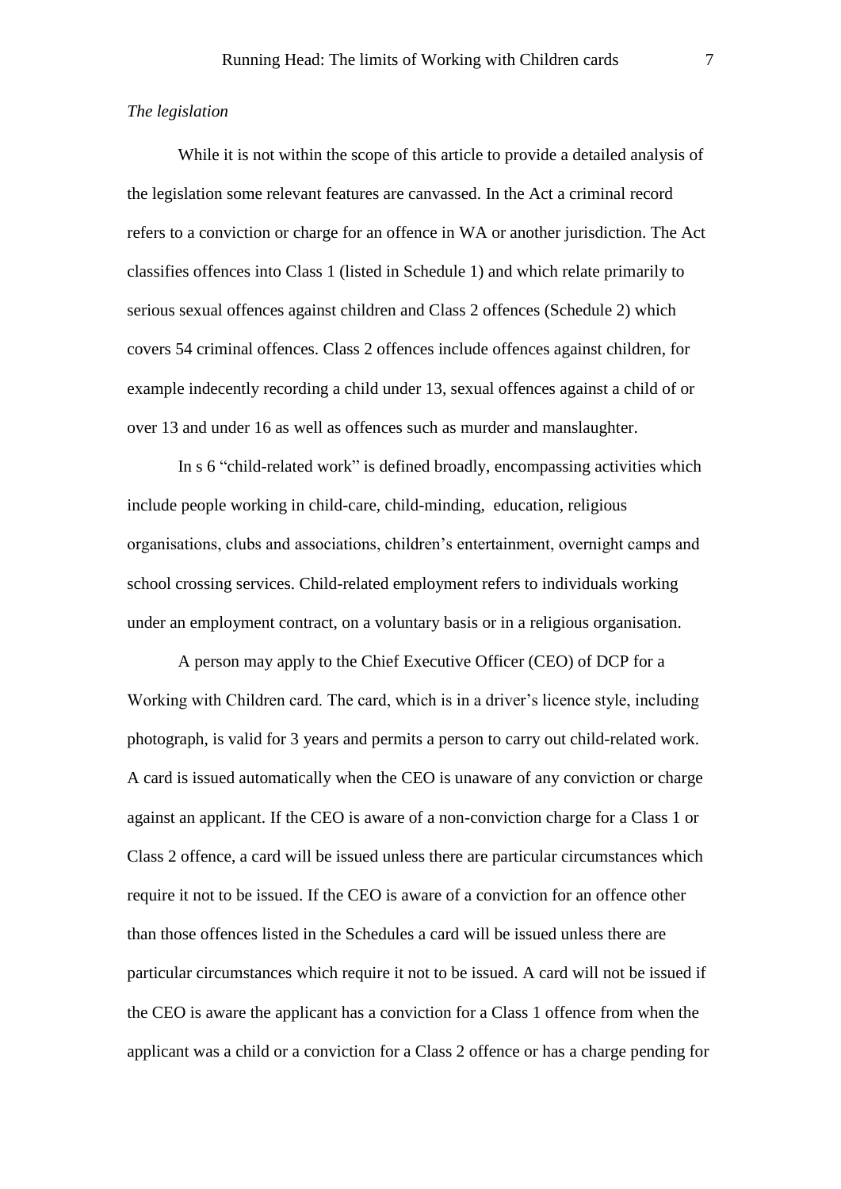*The legislation*

While it is not within the scope of this article to provide a detailed analysis of the legislation some relevant features are canvassed. In the Act a criminal record refers to a conviction or charge for an offence in WA or another jurisdiction. The Act classifies offences into Class 1 (listed in Schedule 1) and which relate primarily to serious sexual offences against children and Class 2 offences (Schedule 2) which covers 54 criminal offences. Class 2 offences include offences against children, for example indecently recording a child under 13, sexual offences against a child of or over 13 and under 16 as well as offences such as murder and manslaughter.

In s 6 "child-related work" is defined broadly, encompassing activities which include people working in child-care, child-minding, education, religious organisations, clubs and associations, children's entertainment, overnight camps and school crossing services. Child-related employment refers to individuals working under an employment contract, on a voluntary basis or in a religious organisation.

A person may apply to the Chief Executive Officer (CEO) of DCP for a Working with Children card. The card, which is in a driver's licence style, including photograph, is valid for 3 years and permits a person to carry out child-related work. A card is issued automatically when the CEO is unaware of any conviction or charge against an applicant. If the CEO is aware of a non-conviction charge for a Class 1 or Class 2 offence, a card will be issued unless there are particular circumstances which require it not to be issued. If the CEO is aware of a conviction for an offence other than those offences listed in the Schedules a card will be issued unless there are particular circumstances which require it not to be issued. A card will not be issued if the CEO is aware the applicant has a conviction for a Class 1 offence from when the applicant was a child or a conviction for a Class 2 offence or has a charge pending for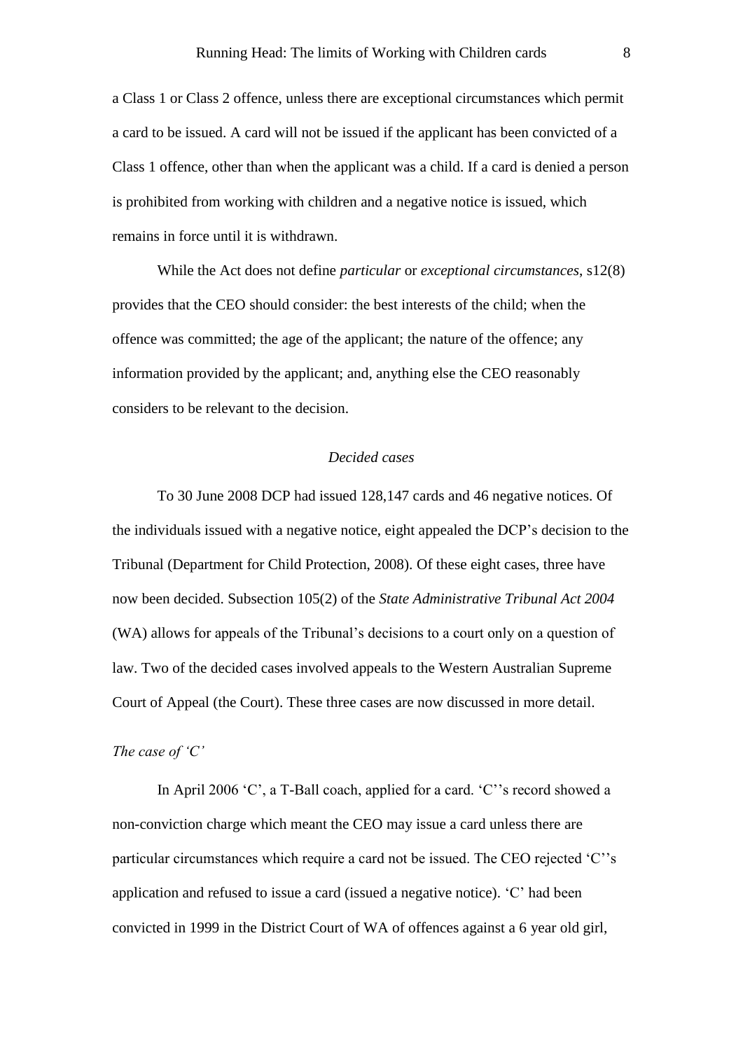a Class 1 or Class 2 offence, unless there are exceptional circumstances which permit a card to be issued. A card will not be issued if the applicant has been convicted of a Class 1 offence, other than when the applicant was a child. If a card is denied a person is prohibited from working with children and a negative notice is issued, which remains in force until it is withdrawn.

While the Act does not define *particular* or *exceptional circumstances*, s12(8) provides that the CEO should consider: the best interests of the child; when the offence was committed; the age of the applicant; the nature of the offence; any information provided by the applicant; and, anything else the CEO reasonably considers to be relevant to the decision.

### *Decided cases*

To 30 June 2008 DCP had issued 128,147 cards and 46 negative notices. Of the individuals issued with a negative notice, eight appealed the DCP's decision to the Tribunal (Department for Child Protection, 2008). Of these eight cases, three have now been decided. Subsection 105(2) of the *State Administrative Tribunal Act 2004* (WA) allows for appeals of the Tribunal's decisions to a court only on a question of law. Two of the decided cases involved appeals to the Western Australian Supreme Court of Appeal (the Court). These three cases are now discussed in more detail.

#### *The case of 'C'*

In April 2006 'C', a T-Ball coach, applied for a card. 'C''s record showed a non-conviction charge which meant the CEO may issue a card unless there are particular circumstances which require a card not be issued. The CEO rejected 'C''s application and refused to issue a card (issued a negative notice). 'C' had been convicted in 1999 in the District Court of WA of offences against a 6 year old girl,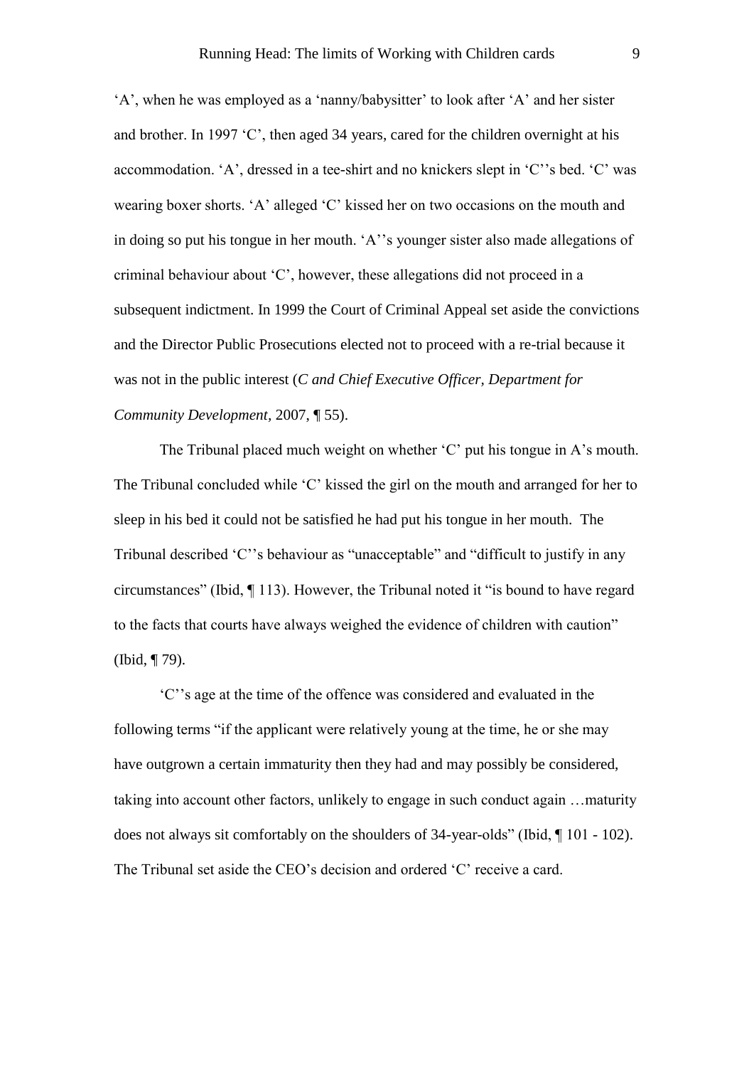'A', when he was employed as a 'nanny/babysitter' to look after 'A' and her sister and brother. In 1997 'C', then aged 34 years, cared for the children overnight at his accommodation. 'A', dressed in a tee-shirt and no knickers slept in 'C''s bed. 'C' was wearing boxer shorts. 'A' alleged 'C' kissed her on two occasions on the mouth and in doing so put his tongue in her mouth. 'A''s younger sister also made allegations of criminal behaviour about 'C', however, these allegations did not proceed in a subsequent indictment. In 1999 the Court of Criminal Appeal set aside the convictions and the Director Public Prosecutions elected not to proceed with a re-trial because it was not in the public interest (*C and Chief Executive Officer, Department for Community Development*, 2007, ¶ 55).

The Tribunal placed much weight on whether 'C' put his tongue in A's mouth. The Tribunal concluded while 'C' kissed the girl on the mouth and arranged for her to sleep in his bed it could not be satisfied he had put his tongue in her mouth. The Tribunal described 'C''s behaviour as "unacceptable" and "difficult to justify in any circumstances" (Ibid, ¶ 113). However, the Tribunal noted it "is bound to have regard to the facts that courts have always weighed the evidence of children with caution" (Ibid, ¶ 79).

'C''s age at the time of the offence was considered and evaluated in the following terms "if the applicant were relatively young at the time, he or she may have outgrown a certain immaturity then they had and may possibly be considered, taking into account other factors, unlikely to engage in such conduct again …maturity does not always sit comfortably on the shoulders of 34-year-olds" (Ibid, ¶ 101 - 102). The Tribunal set aside the CEO's decision and ordered 'C' receive a card.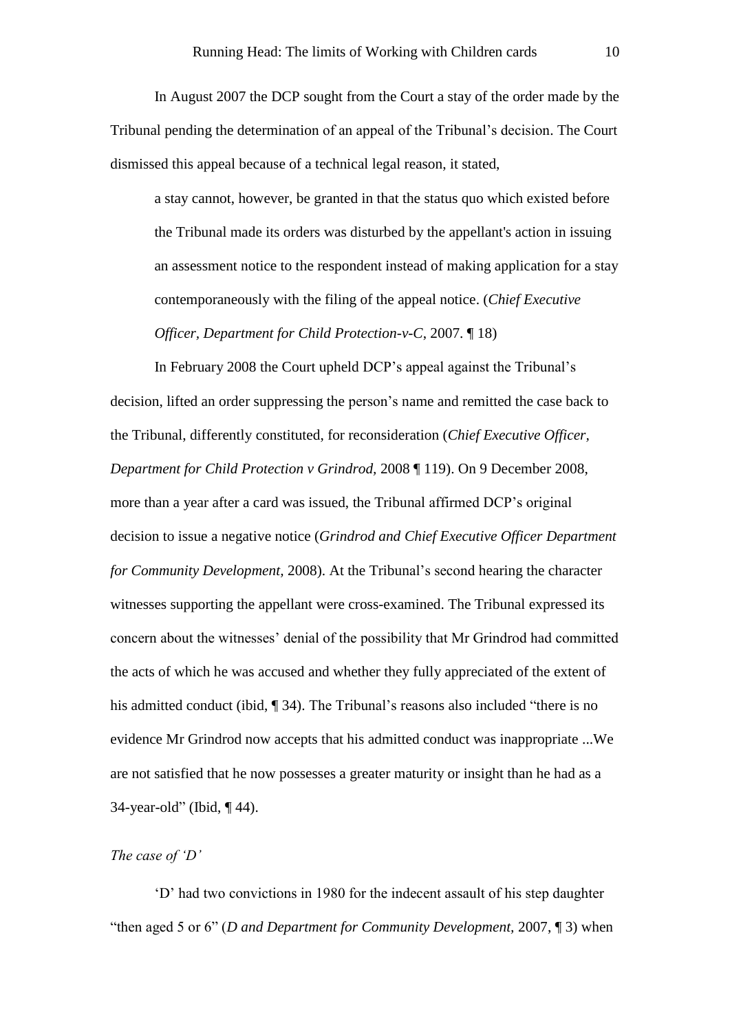In August 2007 the DCP sought from the Court a stay of the order made by the Tribunal pending the determination of an appeal of the Tribunal's decision. The Court dismissed this appeal because of a technical legal reason, it stated,

> a stay cannot, however, be granted in that the status quo which existed before the Tribunal made its orders was disturbed by the appellant's action in issuing an assessment notice to the respondent instead of making application for a stay contemporaneously with the filing of the appeal notice. (*Chief Executive Officer, Department for Child Protection-v-C*, 2007. ¶ 18)

In February 2008 the Court upheld DCP's appeal against the Tribunal's decision, lifted an order suppressing the person's name and remitted the case back to the Tribunal, differently constituted, for reconsideration (*Chief Executive Officer, Department for Child Protection v Grindrod,* 2008 ¶ 119). On 9 December 2008, more than a year after a card was issued, the Tribunal affirmed DCP's original decision to issue a negative notice (*Grindrod and Chief Executive Officer Department for Community Development,* 2008). At the Tribunal's second hearing the character witnesses supporting the appellant were cross-examined. The Tribunal expressed its concern about the witnesses' denial of the possibility that Mr Grindrod had committed the acts of which he was accused and whether they fully appreciated of the extent of his admitted conduct (ibid, ¶ 34). The Tribunal's reasons also included "there is no evidence Mr Grindrod now accepts that his admitted conduct was inappropriate ...We are not satisfied that he now possesses a greater maturity or insight than he had as a 34-year-old" (Ibid, ¶ 44).

*The case of 'D'*

'D' had two convictions in 1980 for the indecent assault of his step daughter "then aged 5 or 6" (*D and Department for Community Development*, 2007, ¶ 3) when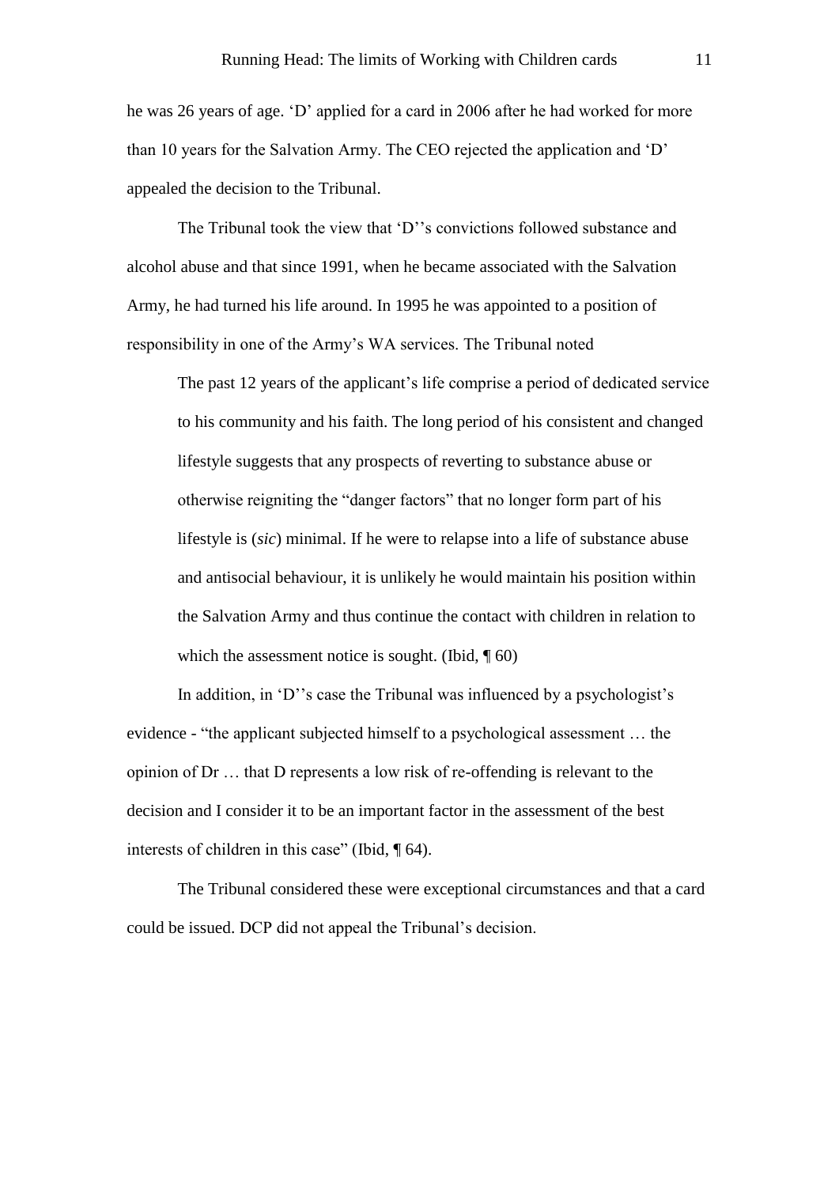he was 26 years of age. 'D' applied for a card in 2006 after he had worked for more than 10 years for the Salvation Army. The CEO rejected the application and 'D' appealed the decision to the Tribunal.

The Tribunal took the view that 'D''s convictions followed substance and alcohol abuse and that since 1991, when he became associated with the Salvation Army, he had turned his life around. In 1995 he was appointed to a position of responsibility in one of the Army's WA services. The Tribunal noted

> The past 12 years of the applicant's life comprise a period of dedicated service to his community and his faith. The long period of his consistent and changed lifestyle suggests that any prospects of reverting to substance abuse or otherwise reigniting the "danger factors" that no longer form part of his lifestyle is (*sic*) minimal. If he were to relapse into a life of substance abuse and antisocial behaviour, it is unlikely he would maintain his position within the Salvation Army and thus continue the contact with children in relation to which the assessment notice is sought. (Ibid, ¶ 60)

In addition, in 'D''s case the Tribunal was influenced by a psychologist's evidence - "the applicant subjected himself to a psychological assessment … the opinion of Dr … that D represents a low risk of re-offending is relevant to the decision and I consider it to be an important factor in the assessment of the best interests of children in this case" (Ibid, ¶ 64).

The Tribunal considered these were exceptional circumstances and that a card could be issued. DCP did not appeal the Tribunal's decision.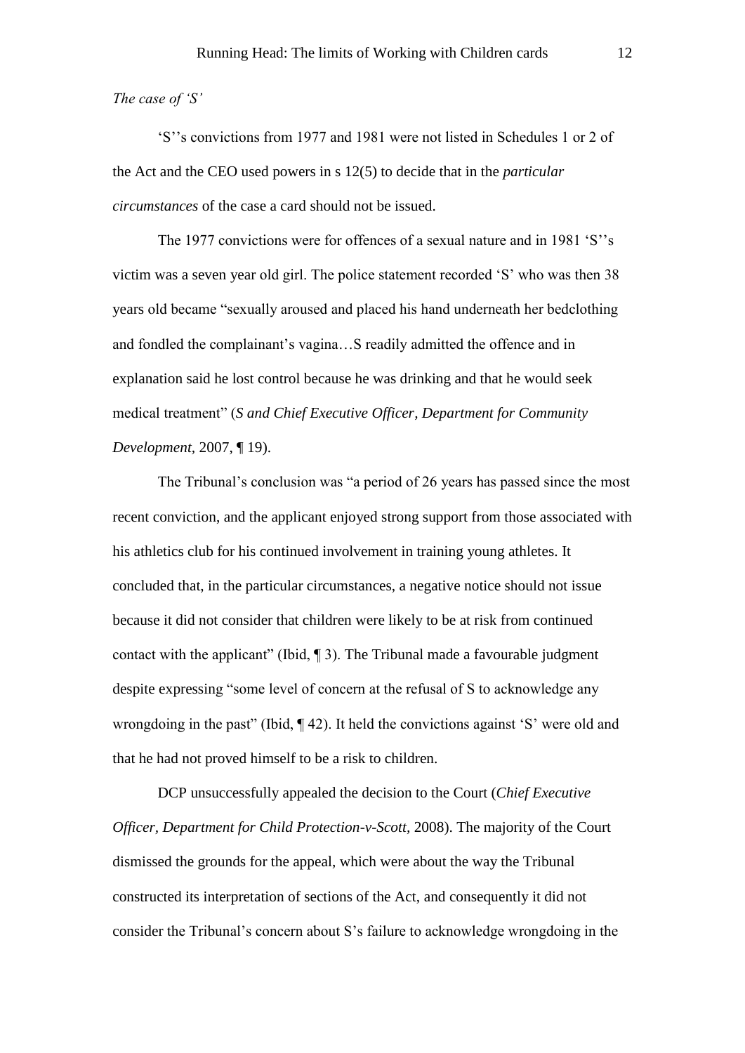*The case of 'S'*

'S''s convictions from 1977 and 1981 were not listed in Schedules 1 or 2 of the Act and the CEO used powers in s 12(5) to decide that in the *particular circumstances* of the case a card should not be issued.

The 1977 convictions were for offences of a sexual nature and in 1981 'S''s victim was a seven year old girl. The police statement recorded 'S' who was then 38 years old became "sexually aroused and placed his hand underneath her bedclothing and fondled the complainant's vagina…S readily admitted the offence and in explanation said he lost control because he was drinking and that he would seek medical treatment" (*S and Chief Executive Officer, Department for Community Development,* 2007, ¶ 19).

The Tribunal's conclusion was "a period of 26 years has passed since the most recent conviction, and the applicant enjoyed strong support from those associated with his athletics club for his continued involvement in training young athletes. It concluded that, in the particular circumstances, a negative notice should not issue because it did not consider that children were likely to be at risk from continued contact with the applicant" (Ibid, ¶ 3). The Tribunal made a favourable judgment despite expressing "some level of concern at the refusal of S to acknowledge any wrongdoing in the past" (Ibid, ¶ 42). It held the convictions against 'S' were old and that he had not proved himself to be a risk to children.

DCP unsuccessfully appealed the decision to the Court (*Chief Executive Officer, Department for Child Protection-v-Scott,* 2008). The majority of the Court dismissed the grounds for the appeal, which were about the way the Tribunal constructed its interpretation of sections of the Act, and consequently it did not consider the Tribunal's concern about S's failure to acknowledge wrongdoing in the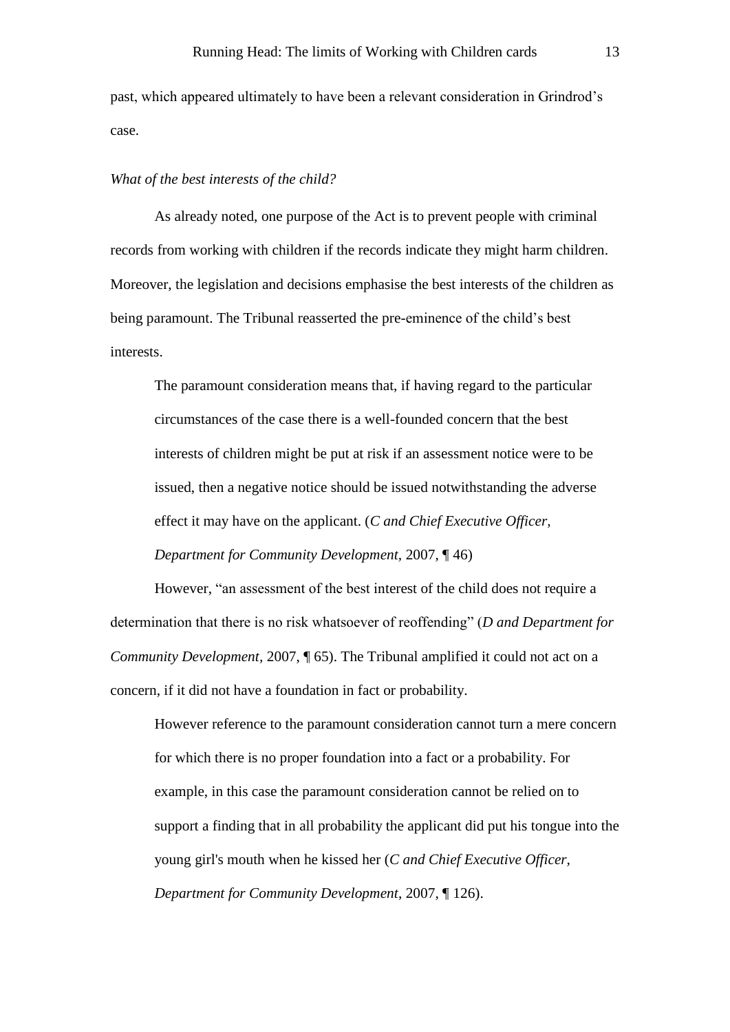past, which appeared ultimately to have been a relevant consideration in Grindrod's case.

*What of the best interests of the child?*

As already noted, one purpose of the Act is to prevent people with criminal records from working with children if the records indicate they might harm children. Moreover, the legislation and decisions emphasise the best interests of the children as being paramount. The Tribunal reasserted the pre-eminence of the child's best interests.

> The paramount consideration means that, if having regard to the particular circumstances of the case there is a well-founded concern that the best interests of children might be put at risk if an assessment notice were to be issued, then a negative notice should be issued notwithstanding the adverse effect it may have on the applicant. (*C and Chief Executive Officer, Department for Community Development,* 2007, ¶ 46)

However, "an assessment of the best interest of the child does not require a determination that there is no risk whatsoever of reoffending" (*D and Department for Community Development*, 2007, ¶ 65). The Tribunal amplified it could not act on a concern, if it did not have a foundation in fact or probability.

> However reference to the paramount consideration cannot turn a mere concern for which there is no proper foundation into a fact or a probability. For example, in this case the paramount consideration cannot be relied on to support a finding that in all probability the applicant did put his tongue into the young girl's mouth when he kissed her (*C and Chief Executive Officer, Department for Community Development*, 2007, ¶ 126).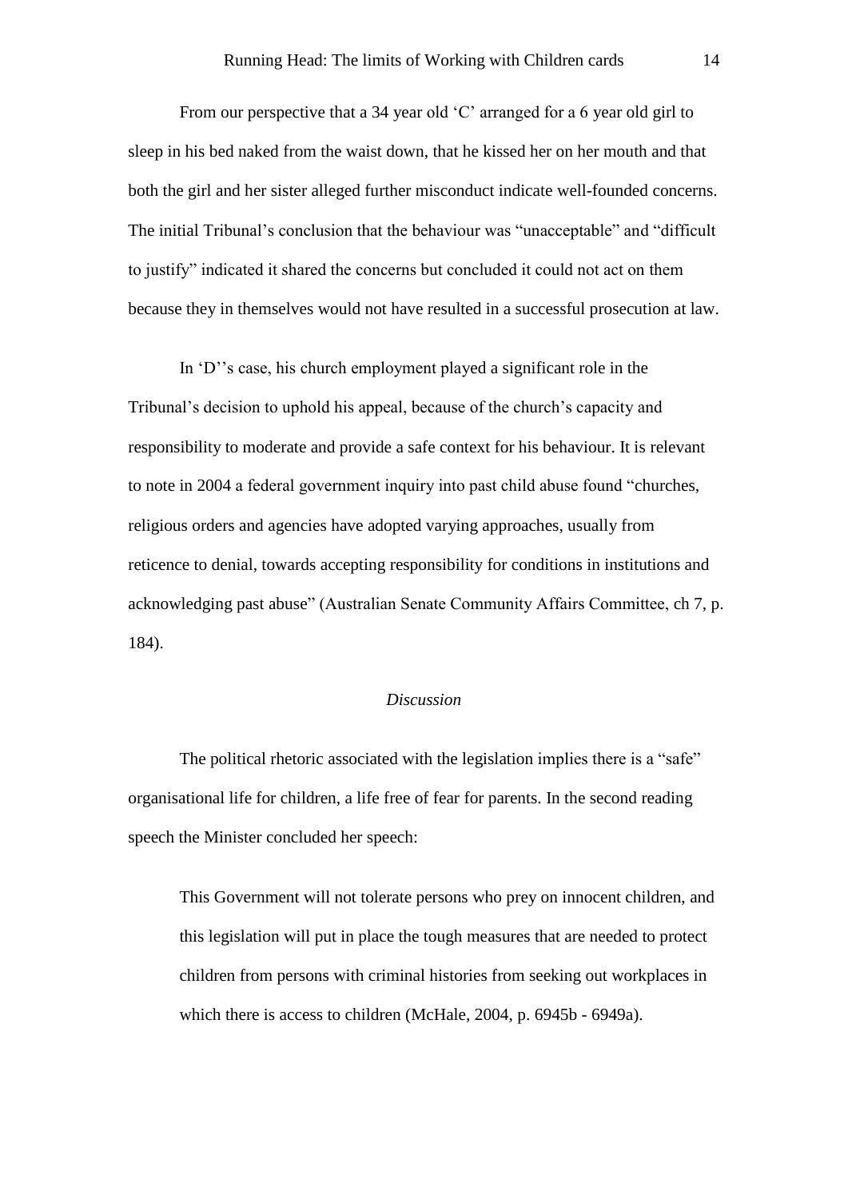From our perspective that a 34 year old 'C' arranged for a 6 year old girl to sleep in his bed naked from the waist down, that he kissed her on her mouth and that both the girl and her sister alleged further misconduct indicate well-founded concerns. The initial Tribunal's conclusion that the behaviour was "unacceptable" and "difficult to justify" indicated it shared the concerns but concluded it could not act on them because they in themselves would not have resulted in a successful prosecution at law.

In 'D''s case, his church employment played a significant role in the Tribunal's decision to uphold his appeal, because of the church's capacity and responsibility to moderate and provide a safe context for his behaviour. It is relevant to note in 2004 a federal government inquiry into past child abuse found "churches, religious orders and agencies have adopted varying approaches, usually from reticence to denial, towards accepting responsibility for conditions in institutions and acknowledging past abuse" (Australian Senate Community Affairs Committee, ch 7, p. 184).

## *Discussion*

The political rhetoric associated with the legislation implies there is a "safe" organisational life for children, a life free of fear for parents. In the second reading speech the Minister concluded her speech:

> This Government will not tolerate persons who prey on innocent children, and this legislation will put in place the tough measures that are needed to protect children from persons with criminal histories from seeking out workplaces in which there is access to children (McHale, 2004, p. 6945b - 6949a).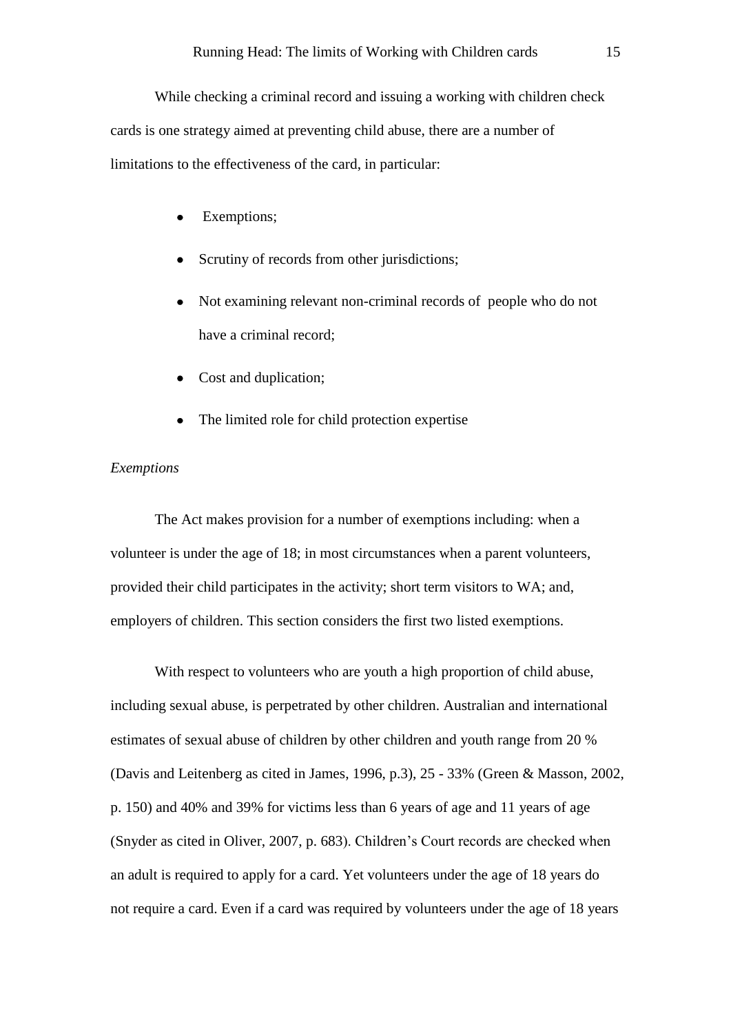While checking a criminal record and issuing a working with children check cards is one strategy aimed at preventing child abuse, there are a number of limitations to the effectiveness of the card, in particular:

- Exemptions;
- Scrutiny of records from other jurisdictions;
- Not examining relevant non-criminal records of people who do not have a criminal record;
- Cost and duplication;
- The limited role for child protection expertise

*Exemptions*

The Act makes provision for a number of exemptions including: when a volunteer is under the age of 18; in most circumstances when a parent volunteers, provided their child participates in the activity; short term visitors to WA; and, employers of children. This section considers the first two listed exemptions.

With respect to volunteers who are youth a high proportion of child abuse, including sexual abuse, is perpetrated by other children. Australian and international estimates of sexual abuse of children by other children and youth range from 20 % (Davis and Leitenberg as cited in James, 1996, p.3), 25 - 33% (Green & Masson, 2002, p. 150) and 40% and 39% for victims less than 6 years of age and 11 years of age (Snyder as cited in Oliver, 2007, p. 683). Children's Court records are checked when an adult is required to apply for a card. Yet volunteers under the age of 18 years do not require a card. Even if a card was required by volunteers under the age of 18 years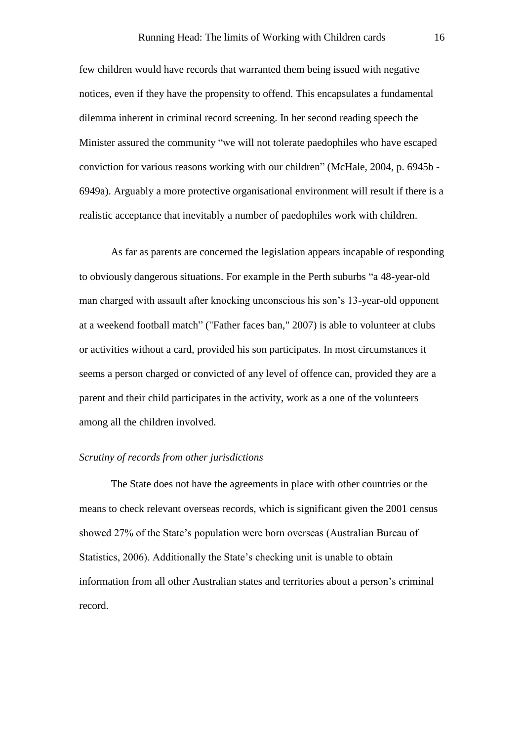few children would have records that warranted them being issued with negative notices, even if they have the propensity to offend. This encapsulates a fundamental dilemma inherent in criminal record screening. In her second reading speech the Minister assured the community "we will not tolerate paedophiles who have escaped conviction for various reasons working with our children" (McHale, 2004, p. 6945b - 6949a). Arguably a more protective organisational environment will result if there is a realistic acceptance that inevitably a number of paedophiles work with children.

As far as parents are concerned the legislation appears incapable of responding to obviously dangerous situations. For example in the Perth suburbs "a 48-year-old man charged with assault after knocking unconscious his son's 13-year-old opponent at a weekend football match" ("Father faces ban," 2007) is able to volunteer at clubs or activities without a card, provided his son participates. In most circumstances it seems a person charged or convicted of any level of offence can, provided they are a parent and their child participates in the activity, work as a one of the volunteers among all the children involved.

*Scrutiny of records from other jurisdictions*

The State does not have the agreements in place with other countries or the means to check relevant overseas records, which is significant given the 2001 census showed 27% of the State's population were born overseas (Australian Bureau of Statistics, 2006). Additionally the State's checking unit is unable to obtain information from all other Australian states and territories about a person's criminal record.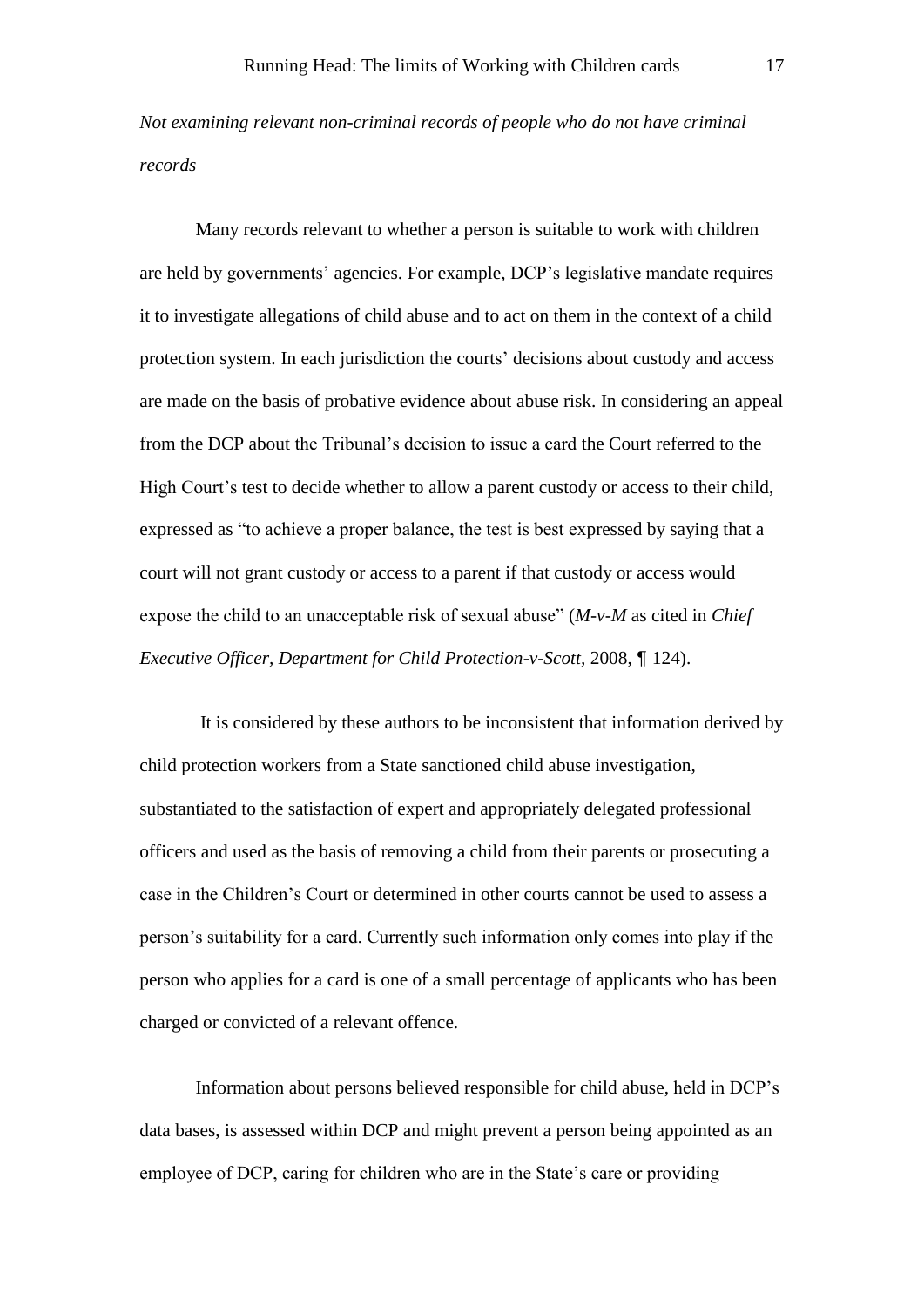*Not examining relevant non-criminal records of people who do not have criminal records*

Many records relevant to whether a person is suitable to work with children are held by governments' agencies. For example, DCP's legislative mandate requires it to investigate allegations of child abuse and to act on them in the context of a child protection system. In each jurisdiction the courts' decisions about custody and access are made on the basis of probative evidence about abuse risk. In considering an appeal from the DCP about the Tribunal's decision to issue a card the Court referred to the High Court's test to decide whether to allow a parent custody or access to their child, expressed as "to achieve a proper balance, the test is best expressed by saying that a court will not grant custody or access to a parent if that custody or access would expose the child to an unacceptable risk of sexual abuse" (*M-v-M* as cited in *Chief Executive Officer, Department for Child Protection-v-Scott,* 2008, ¶ 124).

It is considered by these authors to be inconsistent that information derived by child protection workers from a State sanctioned child abuse investigation, substantiated to the satisfaction of expert and appropriately delegated professional officers and used as the basis of removing a child from their parents or prosecuting a case in the Children's Court or determined in other courts cannot be used to assess a person's suitability for a card. Currently such information only comes into play if the person who applies for a card is one of a small percentage of applicants who has been charged or convicted of a relevant offence.

Information about persons believed responsible for child abuse, held in DCP's data bases, is assessed within DCP and might prevent a person being appointed as an employee of DCP, caring for children who are in the State's care or providing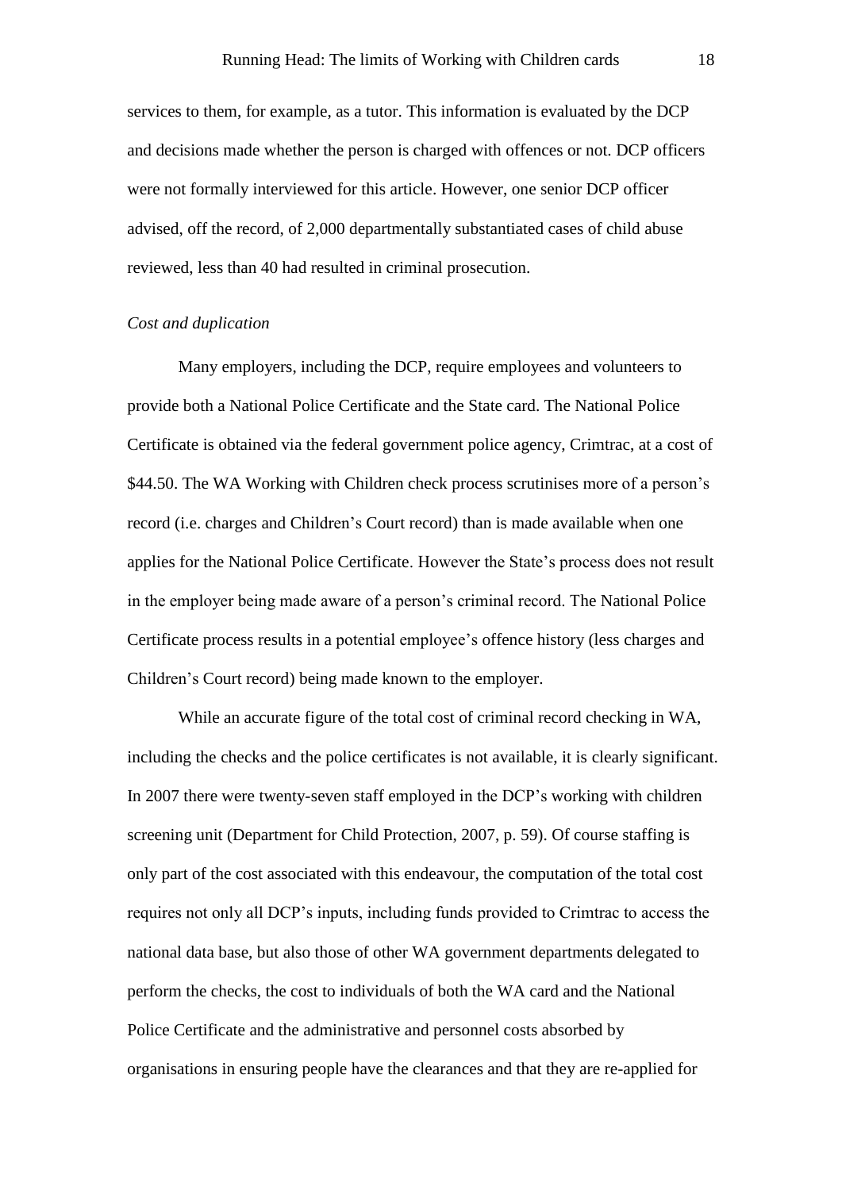services to them, for example, as a tutor. This information is evaluated by the DCP and decisions made whether the person is charged with offences or not. DCP officers were not formally interviewed for this article. However, one senior DCP officer advised, off the record, of 2,000 departmentally substantiated cases of child abuse reviewed, less than 40 had resulted in criminal prosecution.

*Cost and duplication*

Many employers, including the DCP, require employees and volunteers to provide both a National Police Certificate and the State card. The National Police Certificate is obtained via the federal government police agency, Crimtrac, at a cost of $44.50. The WA Working with Children check process scrutinises more of a person's record (i.e. charges and Children's Court record) than is made available when one applies for the National Police Certificate. However the State's process does not result in the employer being made aware of a person's criminal record. The National Police Certificate process results in a potential employee's offence history (less charges and Children's Court record) being made known to the employer.

While an accurate figure of the total cost of criminal record checking in WA, including the checks and the police certificates is not available, it is clearly significant. In 2007 there were twenty-seven staff employed in the DCP's working with children screening unit (Department for Child Protection, 2007, p. 59). Of course staffing is only part of the cost associated with this endeavour, the computation of the total cost requires not only all DCP's inputs, including funds provided to Crimtrac to access the national data base, but also those of other WA government departments delegated to perform the checks, the cost to individuals of both the WA card and the National Police Certificate and the administrative and personnel costs absorbed by organisations in ensuring people have the clearances and that they are re-applied for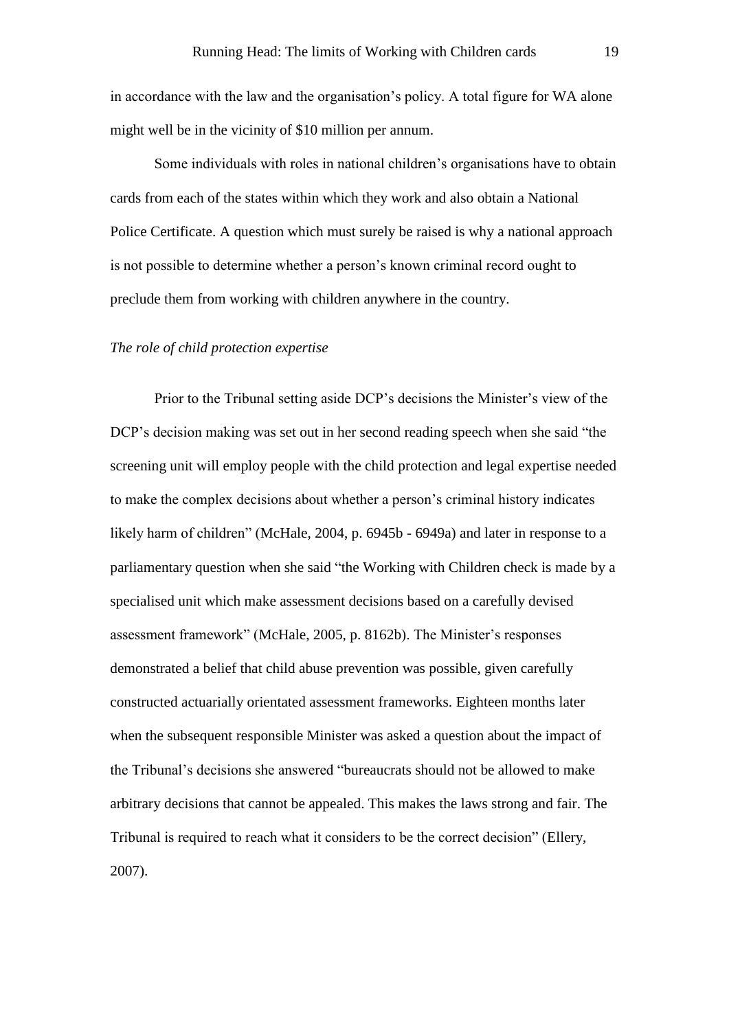in accordance with the law and the organisation's policy. A total figure for WA alone might well be in the vicinity of $10 million per annum.

Some individuals with roles in national children's organisations have to obtain cards from each of the states within which they work and also obtain a National Police Certificate. A question which must surely be raised is why a national approach is not possible to determine whether a person's known criminal record ought to preclude them from working with children anywhere in the country.

*The role of child protection expertise*

Prior to the Tribunal setting aside DCP's decisions the Minister's view of the DCP's decision making was set out in her second reading speech when she said "the screening unit will employ people with the child protection and legal expertise needed to make the complex decisions about whether a person's criminal history indicates likely harm of children" (McHale, 2004, p. 6945b - 6949a) and later in response to a parliamentary question when she said "the Working with Children check is made by a specialised unit which make assessment decisions based on a carefully devised assessment framework" (McHale, 2005, p. 8162b). The Minister's responses demonstrated a belief that child abuse prevention was possible, given carefully constructed actuarially orientated assessment frameworks. Eighteen months later when the subsequent responsible Minister was asked a question about the impact of the Tribunal's decisions she answered "bureaucrats should not be allowed to make arbitrary decisions that cannot be appealed. This makes the laws strong and fair. The Tribunal is required to reach what it considers to be the correct decision" (Ellery, 2007).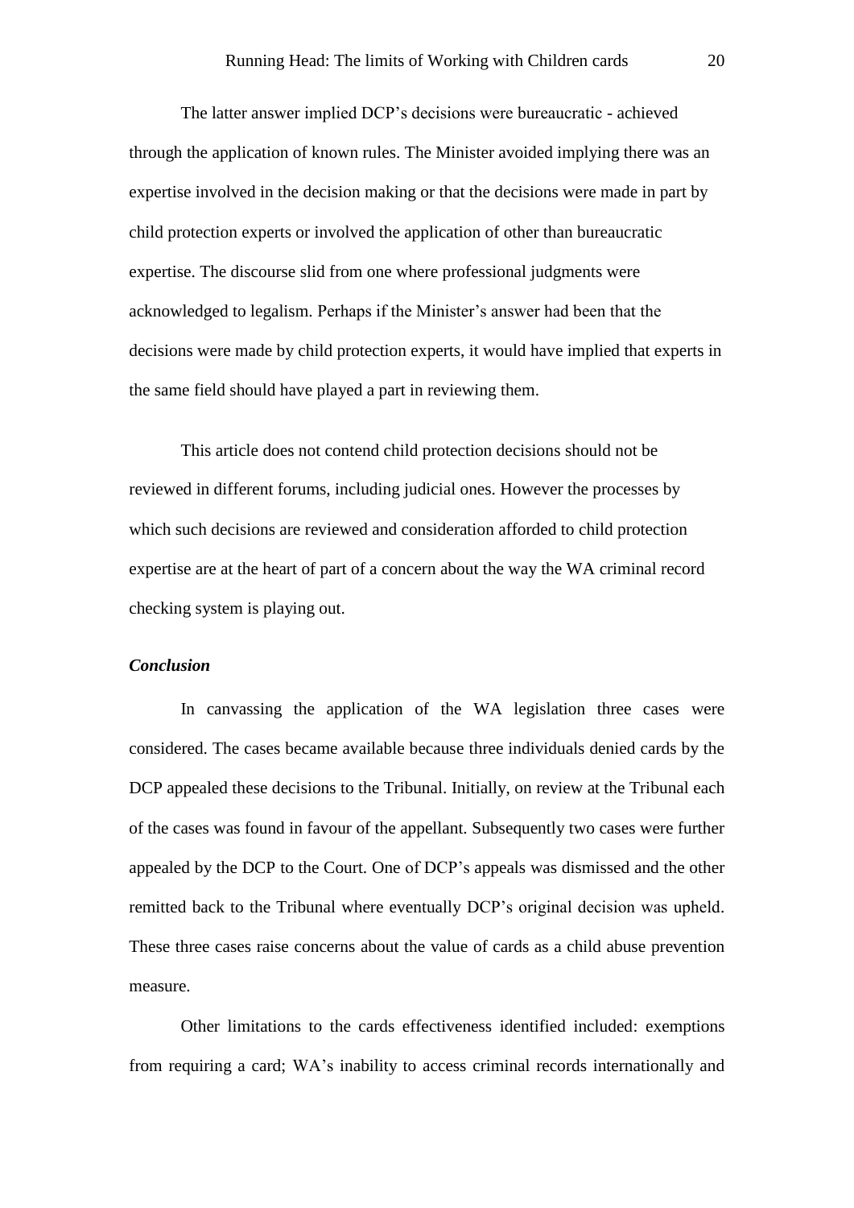The latter answer implied DCP's decisions were bureaucratic - achieved through the application of known rules. The Minister avoided implying there was an expertise involved in the decision making or that the decisions were made in part by child protection experts or involved the application of other than bureaucratic expertise. The discourse slid from one where professional judgments were acknowledged to legalism. Perhaps if the Minister's answer had been that the decisions were made by child protection experts, it would have implied that experts in the same field should have played a part in reviewing them.

This article does not contend child protection decisions should not be reviewed in different forums, including judicial ones. However the processes by which such decisions are reviewed and consideration afforded to child protection expertise are at the heart of part of a concern about the way the WA criminal record checking system is playing out.

### *Conclusion*

In canvassing the application of the WA legislation three cases were considered. The cases became available because three individuals denied cards by the DCP appealed these decisions to the Tribunal. Initially, on review at the Tribunal each of the cases was found in favour of the appellant. Subsequently two cases were further appealed by the DCP to the Court. One of DCP's appeals was dismissed and the other remitted back to the Tribunal where eventually DCP's original decision was upheld. These three cases raise concerns about the value of cards as a child abuse prevention measure.

Other limitations to the cards effectiveness identified included: exemptions from requiring a card; WA's inability to access criminal records internationally and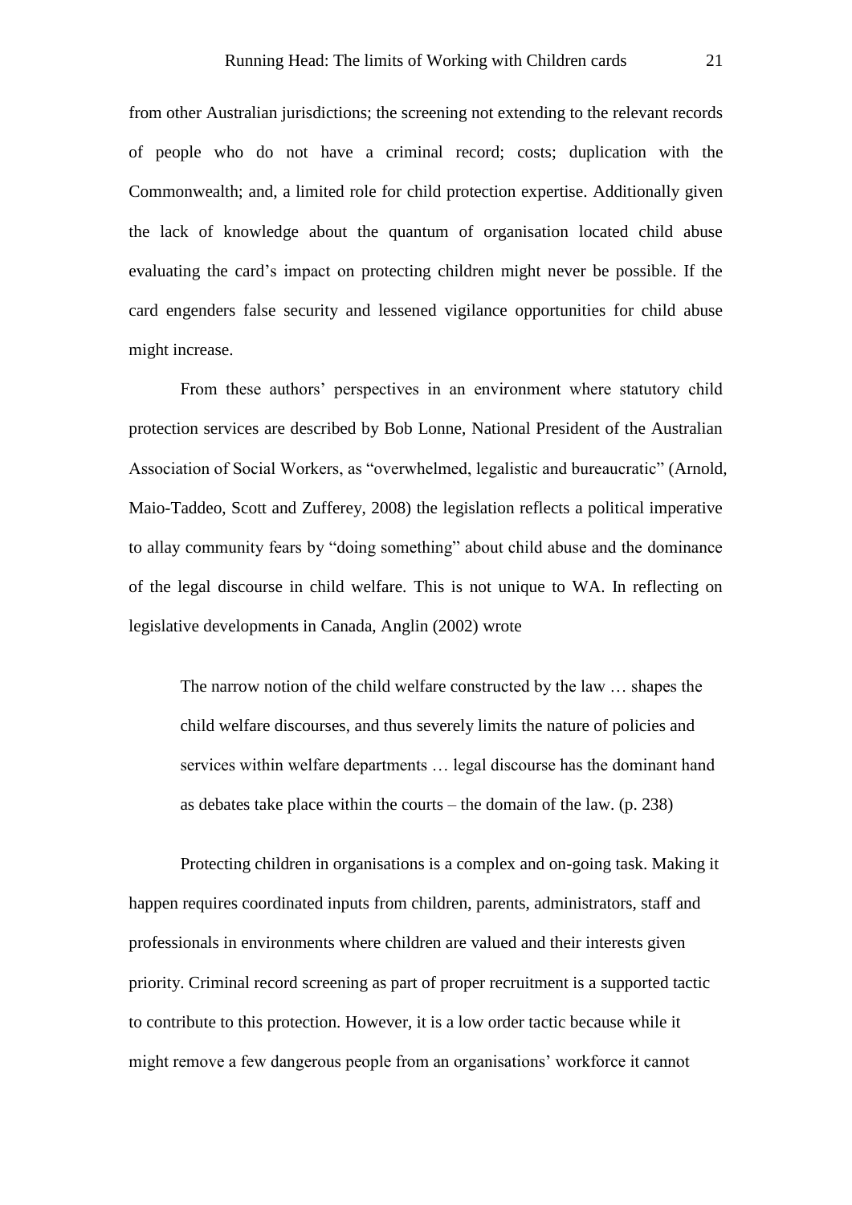from other Australian jurisdictions; the screening not extending to the relevant records of people who do not have a criminal record; costs; duplication with the Commonwealth; and, a limited role for child protection expertise. Additionally given the lack of knowledge about the quantum of organisation located child abuse evaluating the card's impact on protecting children might never be possible. If the card engenders false security and lessened vigilance opportunities for child abuse might increase.

From these authors' perspectives in an environment where statutory child protection services are described by Bob Lonne, National President of the Australian Association of Social Workers, as "overwhelmed, legalistic and bureaucratic" (Arnold, Maio-Taddeo, Scott and Zufferey, 2008) the legislation reflects a political imperative to allay community fears by "doing something" about child abuse and the dominance of the legal discourse in child welfare. This is not unique to WA. In reflecting on legislative developments in Canada, Anglin (2002) wrote

> The narrow notion of the child welfare constructed by the law … shapes the child welfare discourses, and thus severely limits the nature of policies and services within welfare departments … legal discourse has the dominant hand as debates take place within the courts – the domain of the law. (p. 238)

Protecting children in organisations is a complex and on-going task. Making it happen requires coordinated inputs from children, parents, administrators, staff and professionals in environments where children are valued and their interests given priority. Criminal record screening as part of proper recruitment is a supported tactic to contribute to this protection. However, it is a low order tactic because while it might remove a few dangerous people from an organisations' workforce it cannot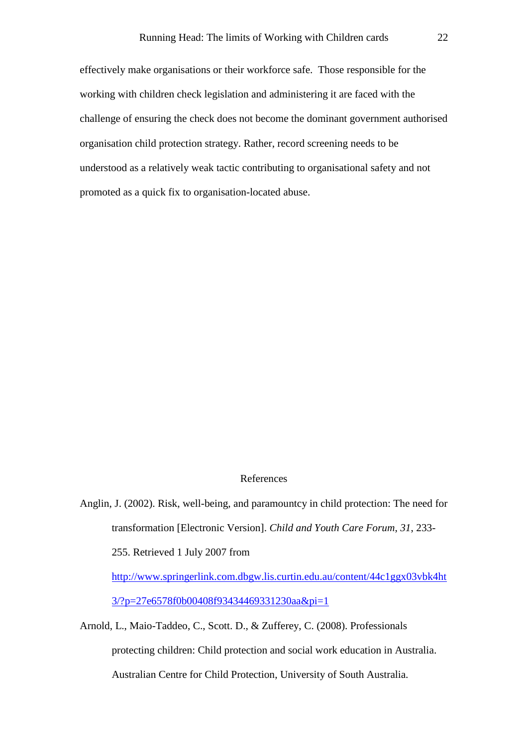effectively make organisations or their workforce safe. Those responsible for the working with children check legislation and administering it are faced with the challenge of ensuring the check does not become the dominant government authorised organisation child protection strategy. Rather, record screening needs to be understood as a relatively weak tactic contributing to organisational safety and not promoted as a quick fix to organisation-located abuse.

## References

Anglin, J. (2002). Risk, well-being, and paramountcy in child protection: The need for transformation [Electronic Version]. *Child and Youth Care Forum*, *31*, 233-255. Retrieved 1 July 2007 from http://www.springerlink.com.dbgw.lis.curtin.edu.au/content/44c1ggx03vbk4ht3/?p=27e6578f0b00408f93434469331230aa&pi=1

Arnold, L., Maio-Taddeo, C., Scott. D., & Zufferey, C. (2008). Professionals protecting children: Child protection and social work education in Australia. Australian Centre for Child Protection, University of South Australia.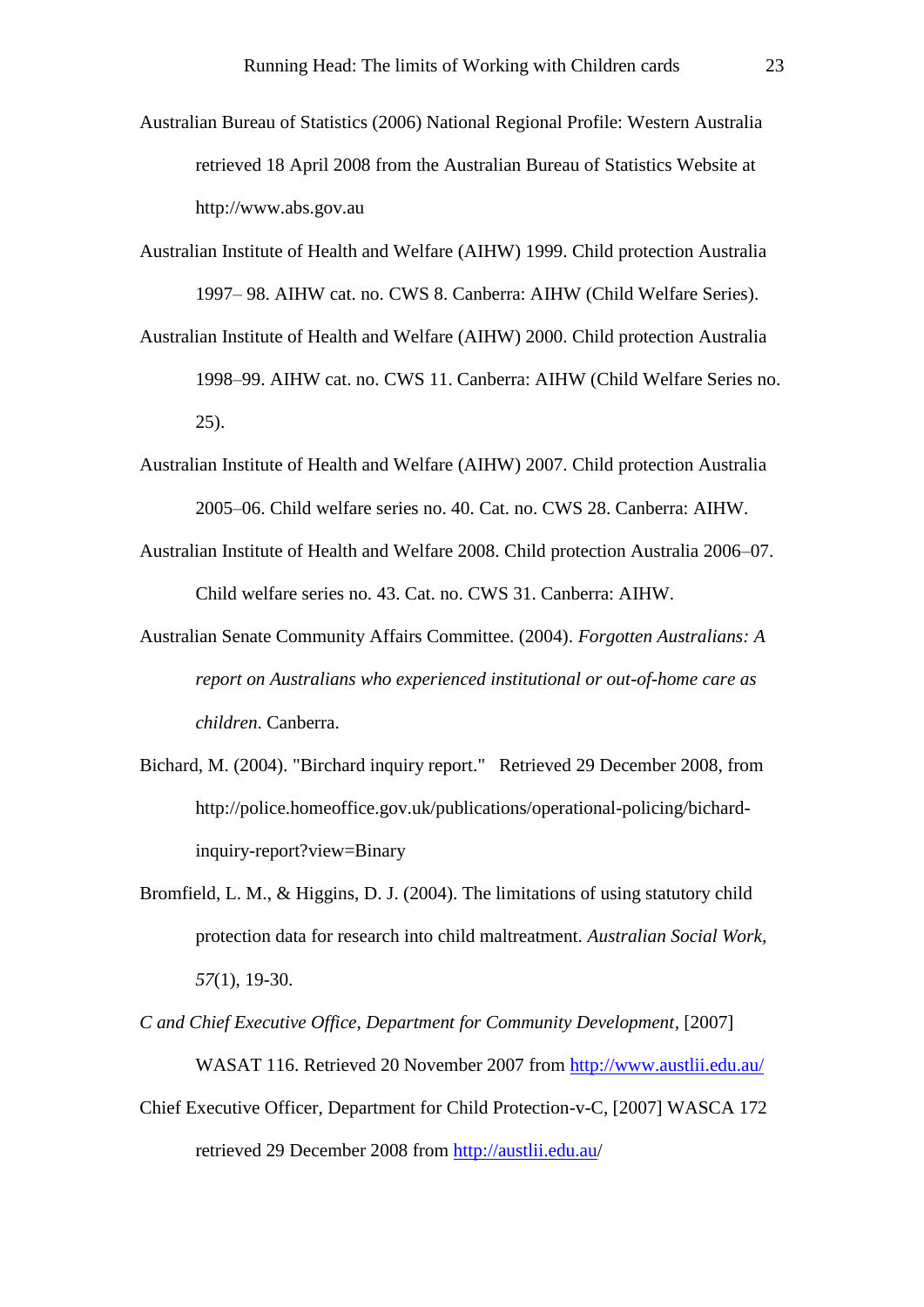Australian Bureau of Statistics (2006) National Regional Profile: Western Australia retrieved 18 April 2008 from the Australian Bureau of Statistics Website at http://www.abs.gov.au

Australian Institute of Health and Welfare (AIHW) 1999. Child protection Australia 1997– 98. AIHW cat. no. CWS 8. Canberra: AIHW (Child Welfare Series).

Australian Institute of Health and Welfare (AIHW) 2000. Child protection Australia 1998–99. AIHW cat. no. CWS 11. Canberra: AIHW (Child Welfare Series no. 25).

Australian Institute of Health and Welfare (AIHW) 2007. Child protection Australia 2005–06. Child welfare series no. 40. Cat. no. CWS 28. Canberra: AIHW.

Australian Institute of Health and Welfare 2008. Child protection Australia 2006–07. Child welfare series no. 43. Cat. no. CWS 31. Canberra: AIHW.

Australian Senate Community Affairs Committee. (2004). *Forgotten Australians: A report on Australians who experienced institutional or out-of-home care as children*. Canberra.

Bichard, M. (2004). "Birchard inquiry report." Retrieved 29 December 2008, from http://police.homeoffice.gov.uk/publications/operational-policing/bichard-inquiry-report?view=Binary

Bromfield, L. M., & Higgins, D. J. (2004). The limitations of using statutory child protection data for research into child maltreatment. *Australian Social Work, 57*(1), 19-30.

*C and Chief Executive Office, Department for Community Development*, [2007] WASAT 116. Retrieved 20 November 2007 from http://www.austlii.edu.au/

Chief Executive Officer, Department for Child Protection-v-C, [2007] WASCA 172 retrieved 29 December 2008 from http://austlii.edu.au/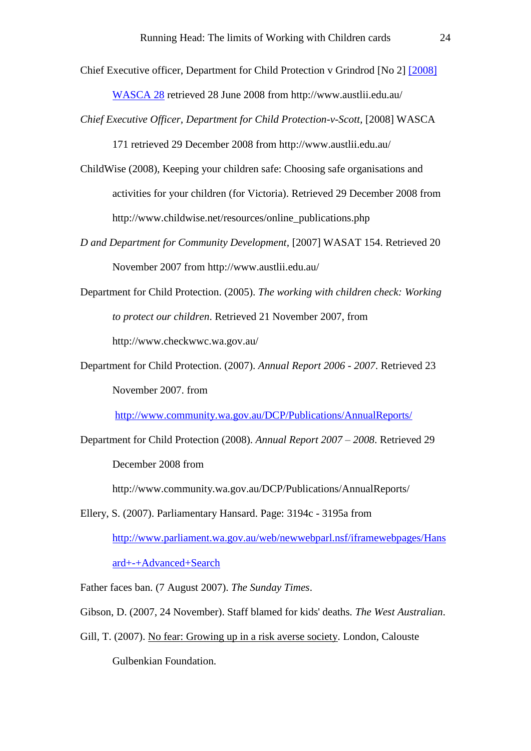Chief Executive officer, Department for Child Protection v Grindrod [No 2] [2008] WASCA 28 retrieved 28 June 2008 from http://www.austlii.edu.au/

*Chief Executive Officer, Department for Child Protection-v-Scott*, [2008] WASCA 171 retrieved 29 December 2008 from http://www.austlii.edu.au/

ChildWise (2008), Keeping your children safe: Choosing safe organisations and activities for your children (for Victoria). Retrieved 29 December 2008 from http://www.childwise.net/resources/online_publications.php

*D and Department for Community Development*, [2007] WASAT 154. Retrieved 20 November 2007 from http://www.austlii.edu.au/

Department for Child Protection. (2005). *The working with children check: Working to protect our children*. Retrieved 21 November 2007, from http://www.checkwwc.wa.gov.au/

Department for Child Protection. (2007). *Annual Report 2006 - 2007*. Retrieved 23 November 2007. from http://www.community.wa.gov.au/DCP/Publications/AnnualReports/

Department for Child Protection (2008). *Annual Report 2007 – 2008*. Retrieved 29 December 2008 from http://www.community.wa.gov.au/DCP/Publications/AnnualReports/

Ellery, S. (2007). Parliamentary Hansard. Page: 3194c - 3195a from http://www.parliament.wa.gov.au/web/newwebparl.nsf/iframewebpages/Hansard+-+Advanced+Search

Father faces ban. (7 August 2007). *The Sunday Times*.

Gibson, D. (2007, 24 November). Staff blamed for kids' deaths. *The West Australian*.

Gill, T. (2007). No fear: Growing up in a risk averse society. London, Calouste Gulbenkian Foundation.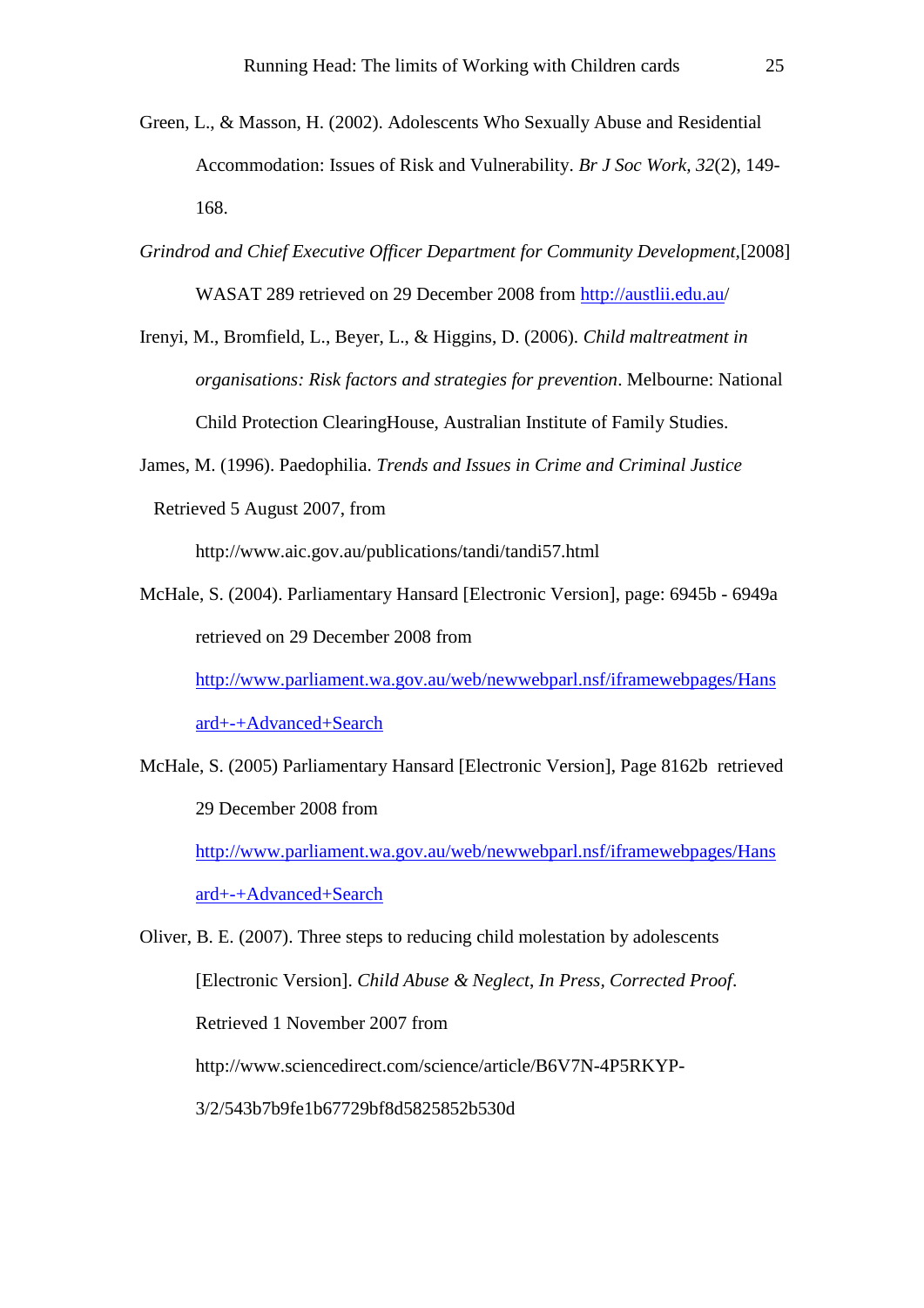Green, L., & Masson, H. (2002). Adolescents Who Sexually Abuse and Residential Accommodation: Issues of Risk and Vulnerability. *Br J Soc Work, 32*(2), 149-168.

*Grindrod and Chief Executive Officer Department for Community Development*,[2008] WASAT 289 retrieved on 29 December 2008 from http://austlii.edu.au/

Irenyi, M., Bromfield, L., Beyer, L., & Higgins, D. (2006). *Child maltreatment in organisations: Risk factors and strategies for prevention*. Melbourne: National Child Protection ClearingHouse, Australian Institute of Family Studies.

James, M. (1996). Paedophilia. *Trends and Issues in Crime and Criminal Justice* Retrieved 5 August 2007, from http://www.aic.gov.au/publications/tandi/tandi57.html

McHale, S. (2004). Parliamentary Hansard [Electronic Version], page: 6945b - 6949a retrieved on 29 December 2008 from http://www.parliament.wa.gov.au/web/newwebparl.nsf/iframewebpages/Hansard+-+Advanced+Search

McHale, S. (2005) Parliamentary Hansard [Electronic Version], Page 8162b retrieved 29 December 2008 from http://www.parliament.wa.gov.au/web/newwebparl.nsf/iframewebpages/Hansard+-+Advanced+Search

Oliver, B. E. (2007). Three steps to reducing child molestation by adolescents [Electronic Version]. *Child Abuse & Neglect, In Press, Corrected Proof*. Retrieved 1 November 2007 from http://www.sciencedirect.com/science/article/B6V7N-4P5RKYP-3/2/543b7b9fe1b67729bf8d5825852b530d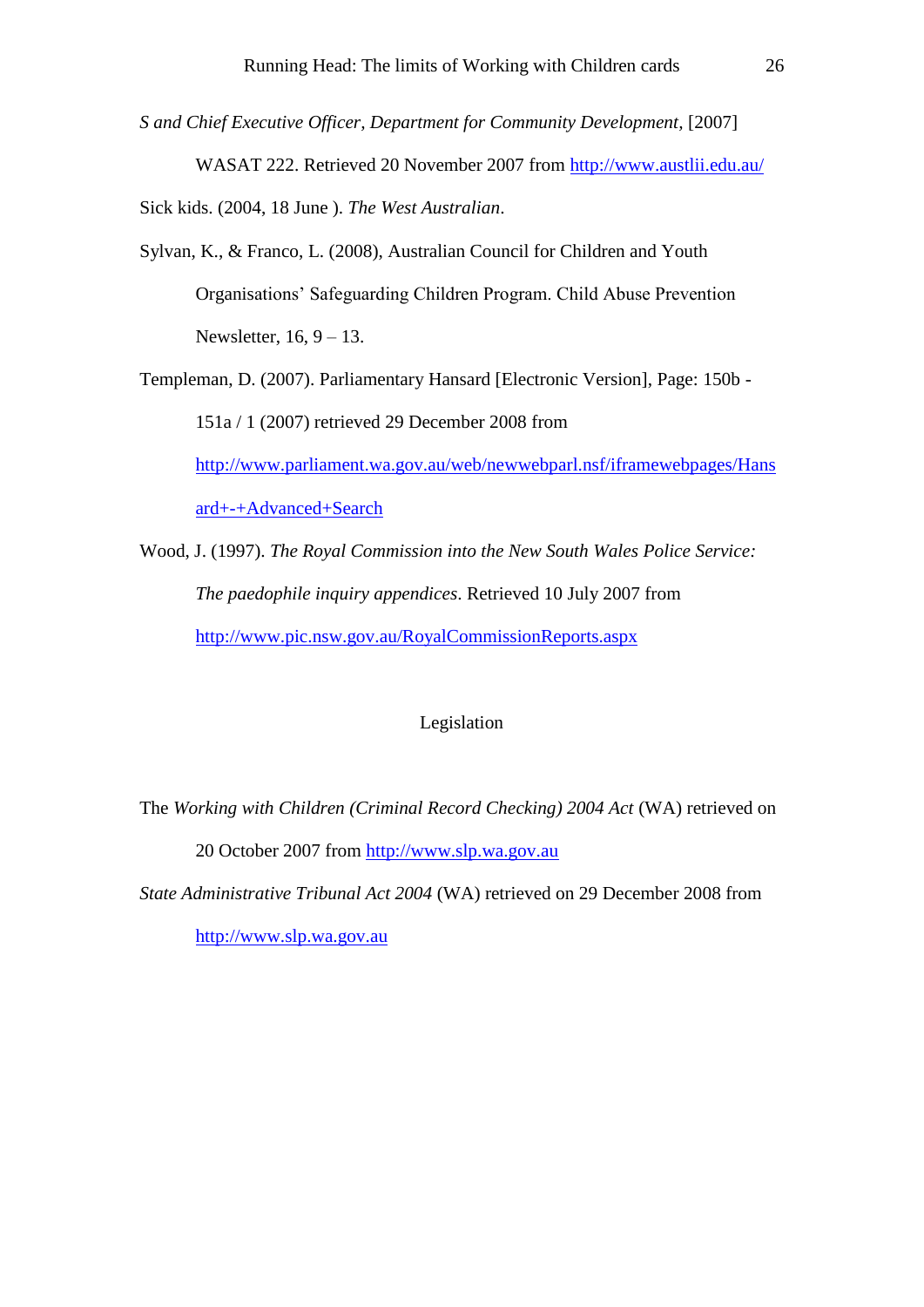*S and Chief Executive Officer, Department for Community Development*, [2007] WASAT 222. Retrieved 20 November 2007 from http://www.austlii.edu.au/

Sick kids. (2004, 18 June ). *The West Australian*.

Sylvan, K., & Franco, L. (2008), Australian Council for Children and Youth Organisations' Safeguarding Children Program. Child Abuse Prevention Newsletter, 16, 9 – 13.

Templeman, D. (2007). Parliamentary Hansard [Electronic Version], Page: 150b - 151a / 1 (2007) retrieved 29 December 2008 from http://www.parliament.wa.gov.au/web/newwebparl.nsf/iframewebpages/Hansard+-+Advanced+Search

Wood, J. (1997). *The Royal Commission into the New South Wales Police Service: The paedophile inquiry appendices*. Retrieved 10 July 2007 from http://www.pic.nsw.gov.au/RoyalCommissionReports.aspx

## Legislation

The *Working with Children (Criminal Record Checking) 2004 Act* (WA) retrieved on 20 October 2007 from http://www.slp.wa.gov.au

*State Administrative Tribunal Act 2004* (WA) retrieved on 29 December 2008 from http://www.slp.wa.gov.au